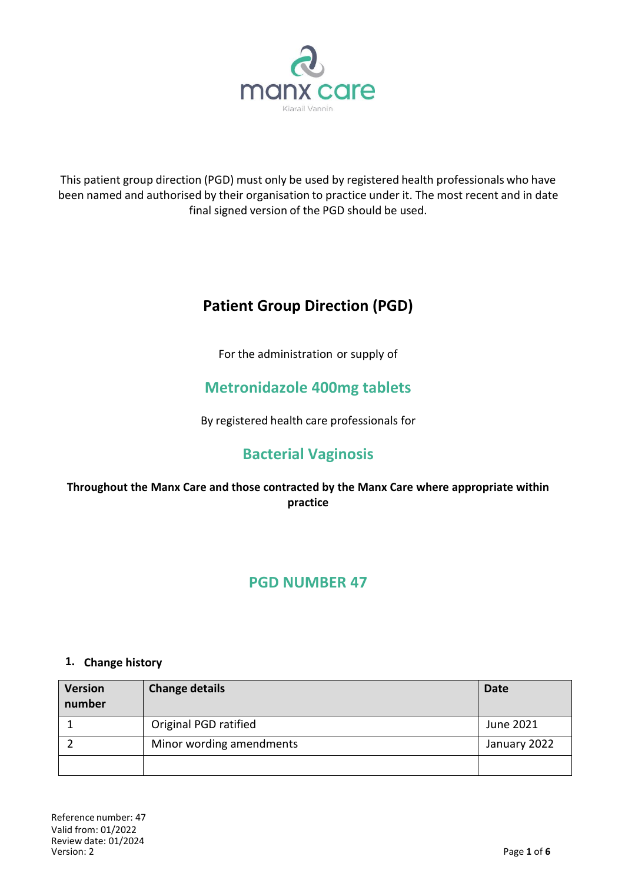manx care

Kiarail Vannin

This patient group direction (PGD) must only be used by registered health professionals who have been named and authorised by their organisation to practice under it. The most recent and in date final signed version of the PGD should be used.

# Patient Group Direction (PGD)

For the administration or supply of

## Metronidazole 400mg tablets

By registered health care professionals for

## Bacterial Vaginosis

**Throughout the Manx Care and those contracted by the Manx Care where appropriate within practice**

## PGD NUMBER 47

### 1. Change history

| Version number | Change details | Date |
| --- | --- | --- |
| 1 | Original PGD ratified | June 2021 |
| 2 | Minor wording amendments | January 2022 |
| | | |

Reference number: 47
Valid from: 01/2022
Review date: 01/2024
Version: 2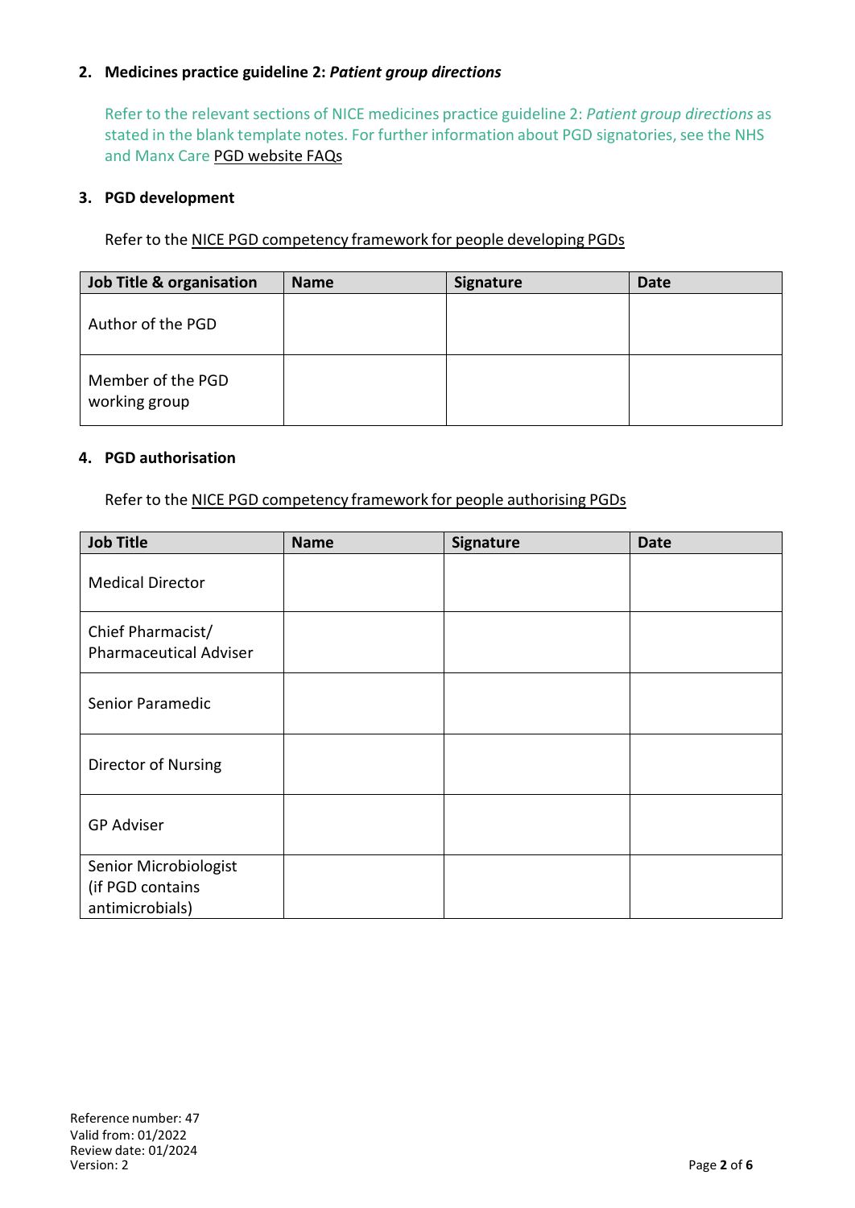### 2. Medicines practice guideline 2: *Patient group directions*

Refer to the relevant sections of NICE medicines practice guideline 2: *Patient group directions* as stated in the blank template notes. For further information about PGD signatories, see the NHS and Manx Care PGD website FAQs

### 3. PGD development

Refer to the NICE PGD competency framework for people developing PGDs

| Job Title & organisation | Name | Signature | Date |
|---|---|---|---|
| Author of the PGD | | | |
| Member of the PGD working group | | | |

### 4. PGD authorisation

Refer to the NICE PGD competency framework for people authorising PGDs

| Job Title | Name | Signature | Date |
|---|---|---|---|
| Medical Director | | | |
| Chief Pharmacist/ Pharmaceutical Adviser | | | |
| Senior Paramedic | | | |
| Director of Nursing | | | |
| GP Adviser | | | |
| Senior Microbiologist (if PGD contains antimicrobials) | | | |

Reference number: 47
Valid from: 01/2022
Review date: 01/2024
Version: 2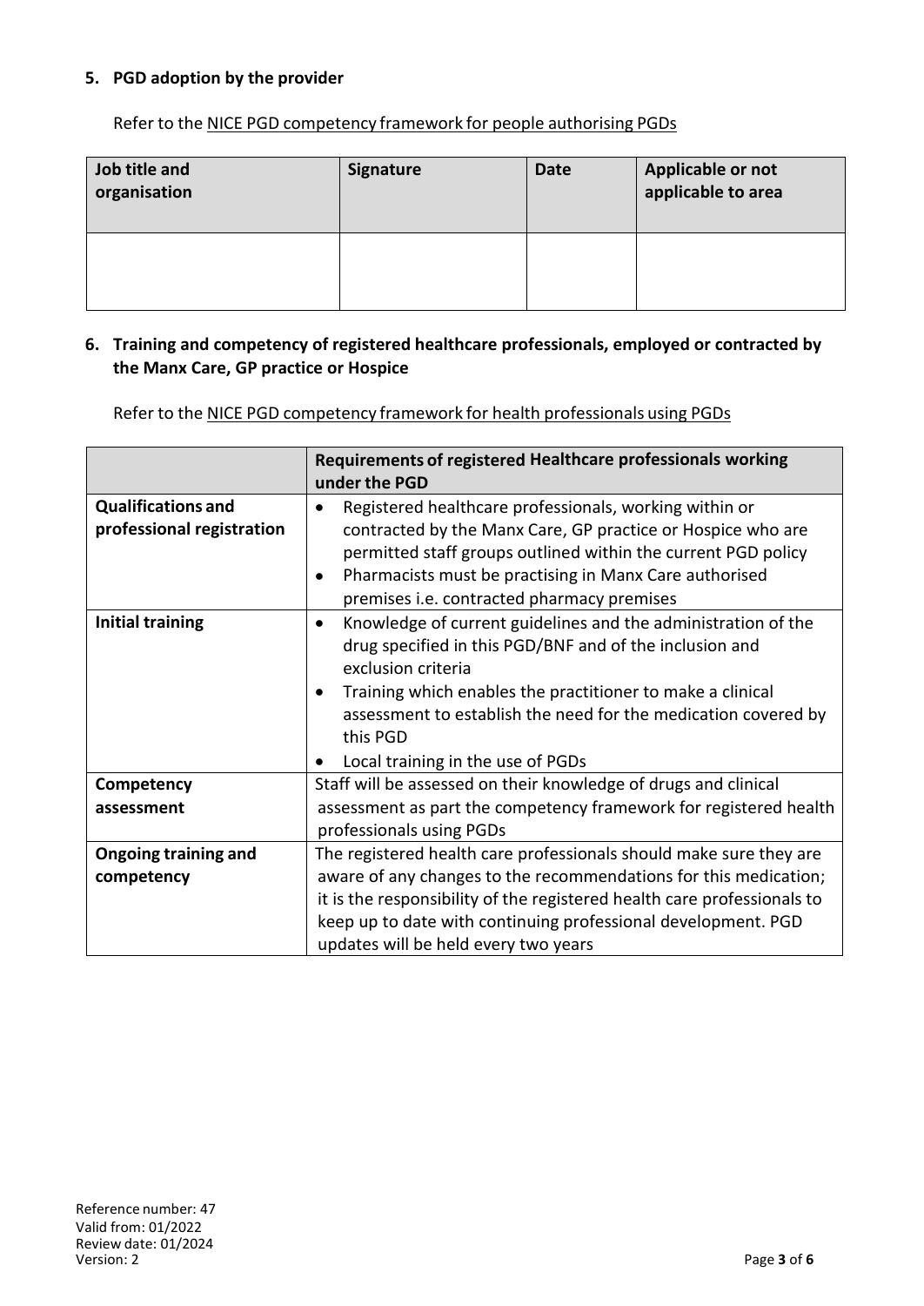## 5. PGD adoption by the provider

Refer to the NICE PGD competency framework for people authorising PGDs

| Job title and organisation | Signature | Date | Applicable or not applicable to area |
|---|---|---|---|
| | | | |

## 6. Training and competency of registered healthcare professionals, employed or contracted by the Manx Care, GP practice or Hospice

Refer to the NICE PGD competency framework for health professionals using PGDs

| | Requirements of registered Healthcare professionals working under the PGD |
|---|---|
| **Qualifications and professional registration** | • Registered healthcare professionals, working within or contracted by the Manx Care, GP practice or Hospice who are permitted staff groups outlined within the current PGD policy<br>• Pharmacists must be practising in Manx Care authorised premises i.e. contracted pharmacy premises |
| **Initial training** | • Knowledge of current guidelines and the administration of the drug specified in this PGD/BNF and of the inclusion and exclusion criteria<br>• Training which enables the practitioner to make a clinical assessment to establish the need for the medication covered by this PGD<br>• Local training in the use of PGDs |
| **Competency assessment** | Staff will be assessed on their knowledge of drugs and clinical assessment as part the competency framework for registered health professionals using PGDs |
| **Ongoing training and competency** | The registered health care professionals should make sure they are aware of any changes to the recommendations for this medication; it is the responsibility of the registered health care professionals to keep up to date with continuing professional development. PGD updates will be held every two years |

Reference number: 47
Valid from: 01/2022
Review date: 01/2024
Version: 2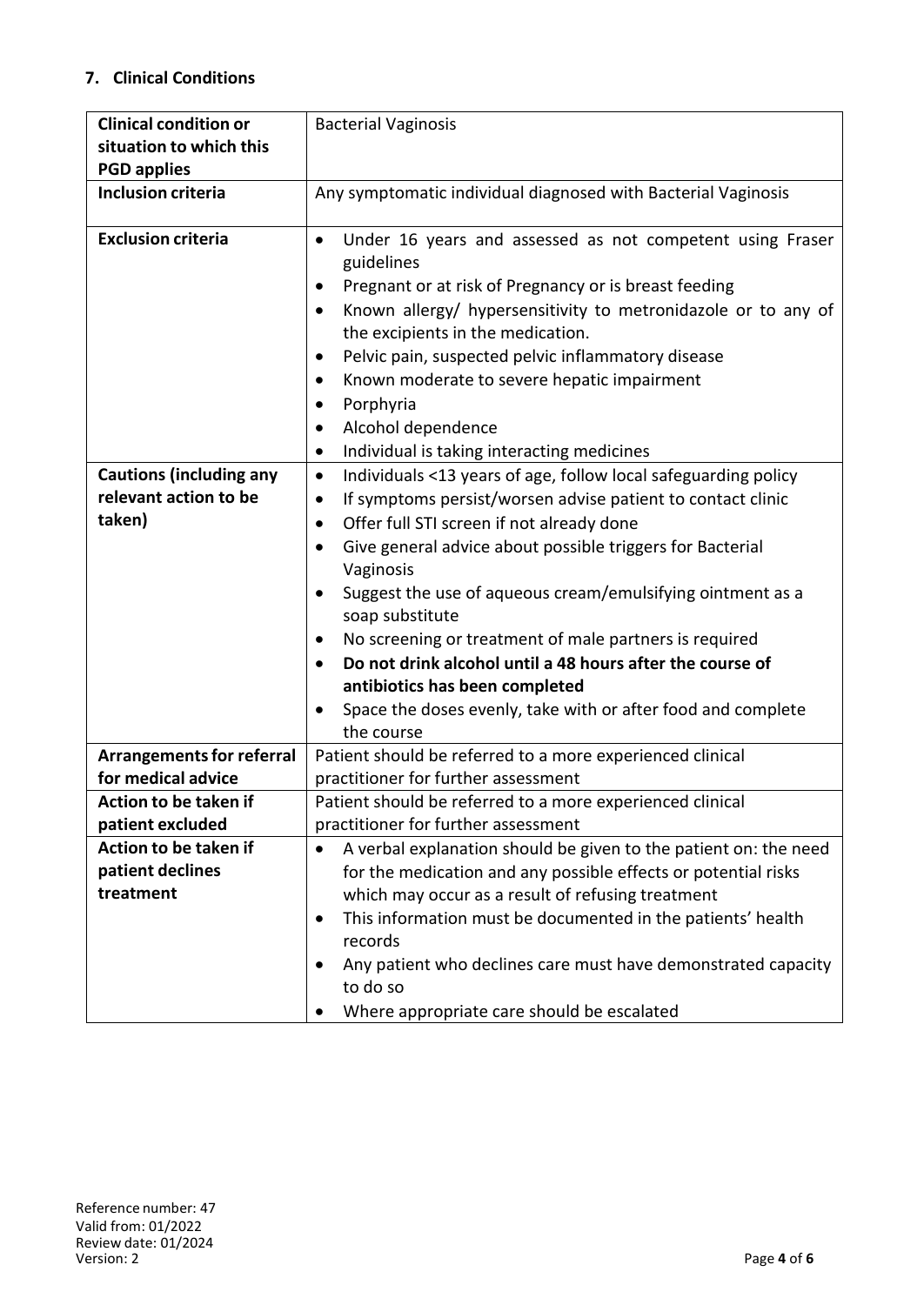## 7. Clinical Conditions

| **Clinical condition or situation to which this PGD applies** | Bacterial Vaginosis |
|---|---|
| **Inclusion criteria** | Any symptomatic individual diagnosed with Bacterial Vaginosis |
| **Exclusion criteria** | • Under 16 years and assessed as not competent using Fraser guidelines<br>• Pregnant or at risk of Pregnancy or is breast feeding<br>• Known allergy/ hypersensitivity to metronidazole or to any of the excipients in the medication.<br>• Pelvic pain, suspected pelvic inflammatory disease<br>• Known moderate to severe hepatic impairment<br>• Porphyria<br>• Alcohol dependence<br>• Individual is taking interacting medicines |
| **Cautions (including any relevant action to be taken)** | • Individuals <13 years of age, follow local safeguarding policy<br>• If symptoms persist/worsen advise patient to contact clinic<br>• Offer full STI screen if not already done<br>• Give general advice about possible triggers for Bacterial Vaginosis<br>• Suggest the use of aqueous cream/emulsifying ointment as a soap substitute<br>• No screening or treatment of male partners is required<br>• **Do not drink alcohol until a 48 hours after the course of antibiotics has been completed**<br>• Space the doses evenly, take with or after food and complete the course |
| **Arrangements for referral for medical advice** | Patient should be referred to a more experienced clinical practitioner for further assessment |
| **Action to be taken if patient excluded** | Patient should be referred to a more experienced clinical practitioner for further assessment |
| **Action to be taken if patient declines treatment** | • A verbal explanation should be given to the patient on: the need for the medication and any possible effects or potential risks which may occur as a result of refusing treatment<br>• This information must be documented in the patients' health records<br>• Any patient who declines care must have demonstrated capacity to do so<br>• Where appropriate care should be escalated |

Reference number: 47
Valid from: 01/2022
Review date: 01/2024
Version: 2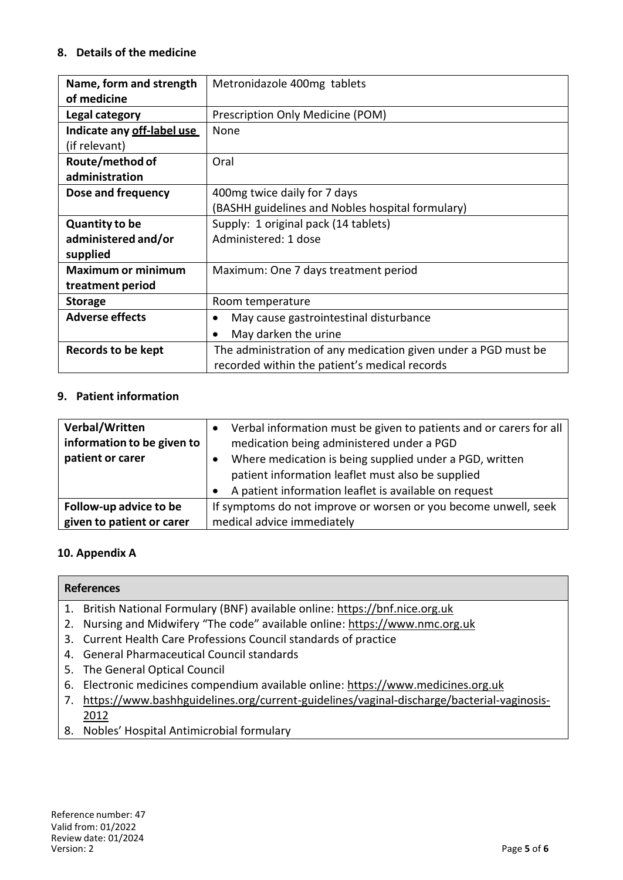## 8. Details of the medicine

| | |
|---|---|
| **Name, form and strength of medicine** | Metronidazole 400mg tablets |
| **Legal category** | Prescription Only Medicine (POM) |
| **Indicate any off-label use** (if relevant) | None |
| **Route/method of administration** | Oral |
| **Dose and frequency** | 400mg twice daily for 7 days<br>(BASHH guidelines and Nobles hospital formulary) |
| **Quantity to be administered and/or supplied** | Supply: 1 original pack (14 tablets)<br>Administered: 1 dose |
| **Maximum or minimum treatment period** | Maximum: One 7 days treatment period |
| **Storage** | Room temperature |
| **Adverse effects** | • May cause gastrointestinal disturbance<br>• May darken the urine |
| **Records to be kept** | The administration of any medication given under a PGD must be recorded within the patient's medical records |

## 9. Patient information

| | |
|---|---|
| **Verbal/Written information to be given to patient or carer** | • Verbal information must be given to patients and or carers for all medication being administered under a PGD<br>• Where medication is being supplied under a PGD, written patient information leaflet must also be supplied<br>• A patient information leaflet is available on request |
| **Follow-up advice to be given to patient or carer** | If symptoms do not improve or worsen or you become unwell, seek medical advice immediately |

## 10. Appendix A

| References |
|---|
| 1. British National Formulary (BNF) available online: https://bnf.nice.org.uk<br>2. Nursing and Midwifery "The code" available online: https://www.nmc.org.uk<br>3. Current Health Care Professions Council standards of practice<br>4. General Pharmaceutical Council standards<br>5. The General Optical Council<br>6. Electronic medicines compendium available online: https://www.medicines.org.uk<br>7. https://www.bashhguidelines.org/current-guidelines/vaginal-discharge/bacterial-vaginosis-2012<br>8. Nobles' Hospital Antimicrobial formulary |

Reference number: 47
Valid from: 01/2022
Review date: 01/2024
Version: 2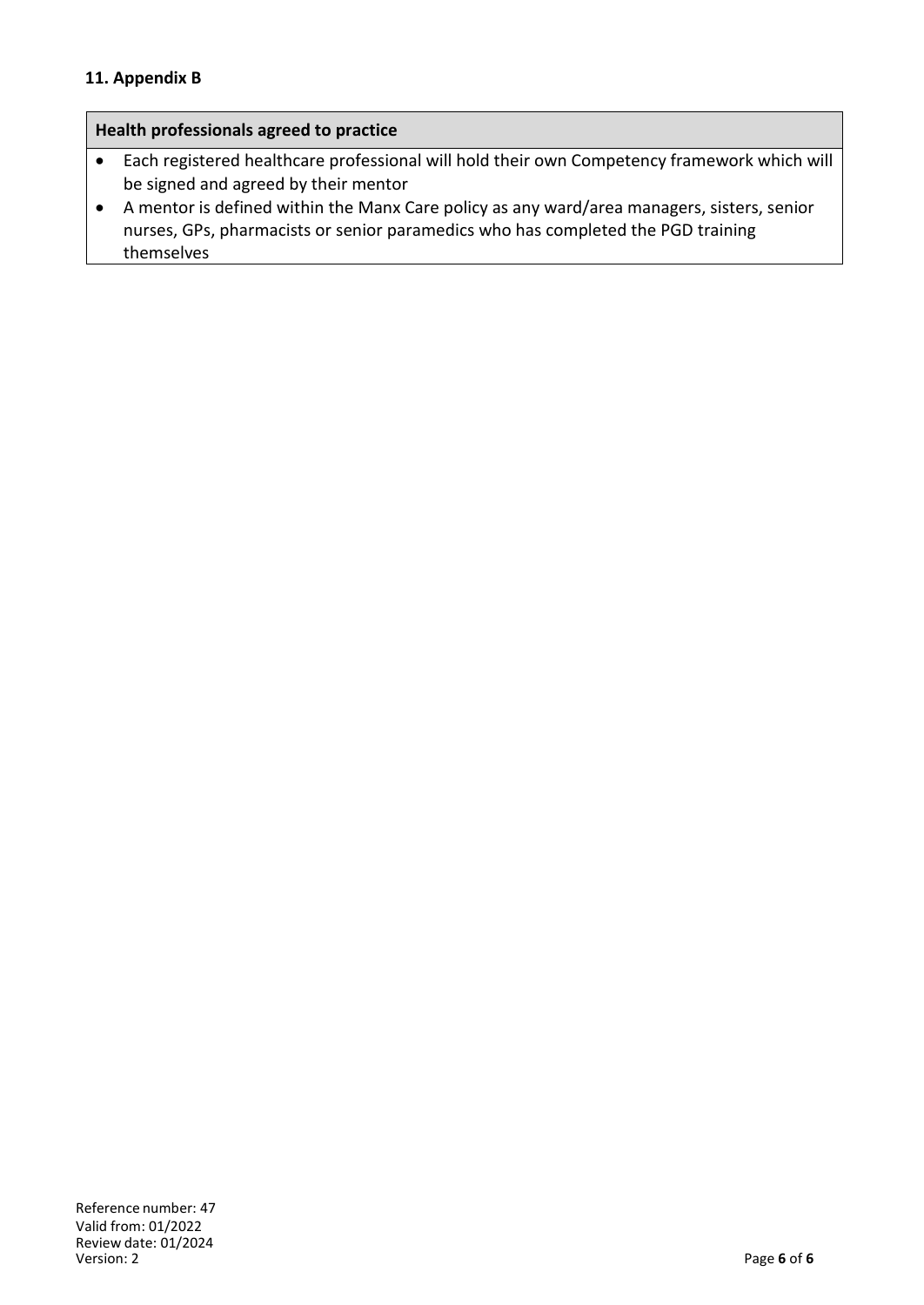## 11. Appendix B

| Health professionals agreed to practice |
|---|
| • Each registered healthcare professional will hold their own Competency framework which will be signed and agreed by their mentor<br>• A mentor is defined within the Manx Care policy as any ward/area managers, sisters, senior nurses, GPs, pharmacists or senior paramedics who has completed the PGD training themselves |

Reference number: 47
Valid from: 01/2022
Review date: 01/2024
Version: 2